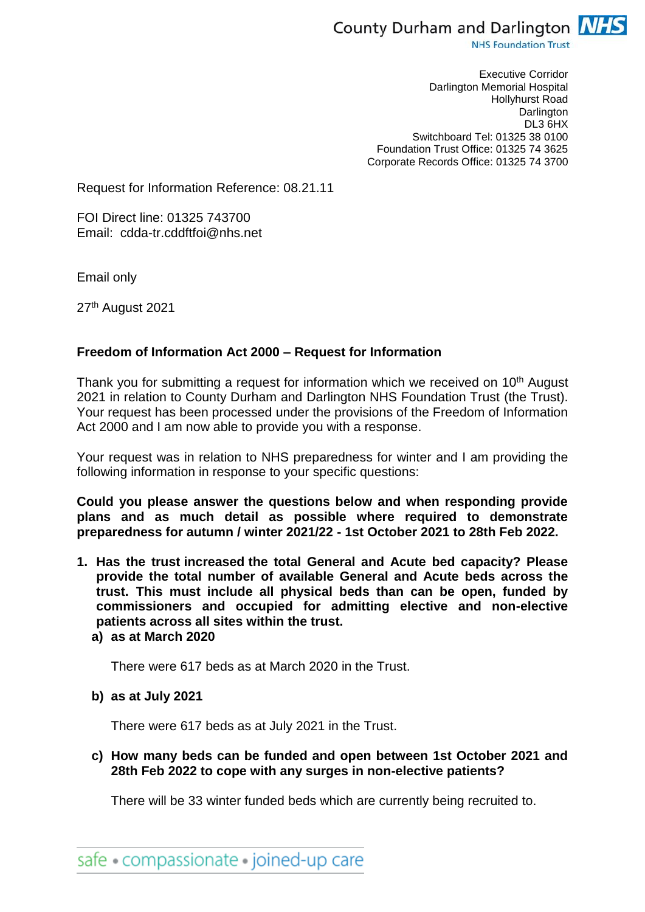County Durham and Darlington NHS Foundation Trust

Executive Corridor
Darlington Memorial Hospital
Hollyhurst Road
Darlington
DL3 6HX
Switchboard Tel: 01325 38 0100
Foundation Trust Office: 01325 74 3625
Corporate Records Office: 01325 74 3700

Request for Information Reference: 08.21.11

FOI Direct line: 01325 743700
Email: cdda-tr.cddftfoi@nhs.net

Email only

27th August 2021

**Freedom of Information Act 2000 – Request for Information**

Thank you for submitting a request for information which we received on 10th August 2021 in relation to County Durham and Darlington NHS Foundation Trust (the Trust). Your request has been processed under the provisions of the Freedom of Information Act 2000 and I am now able to provide you with a response.

Your request was in relation to NHS preparedness for winter and I am providing the following information in response to your specific questions:

**Could you please answer the questions below and when responding provide plans and as much detail as possible where required to demonstrate preparedness for autumn / winter 2021/22 - 1st October 2021 to 28th Feb 2022.**

1. **Has the trust increased the total General and Acute bed capacity? Please provide the total number of available General and Acute beds across the trust. This must include all physical beds than can be open, funded by commissioners and occupied for admitting elective and non-elective patients across all sites within the trust.**

   a) **as at March 2020**

      There were 617 beds as at March 2020 in the Trust.

   b) **as at July 2021**

      There were 617 beds as at July 2021 in the Trust.

   c) **How many beds can be funded and open between 1st October 2021 and 28th Feb 2022 to cope with any surges in non-elective patients?**

      There will be 33 winter funded beds which are currently being recruited to.

safe • compassionate • joined-up care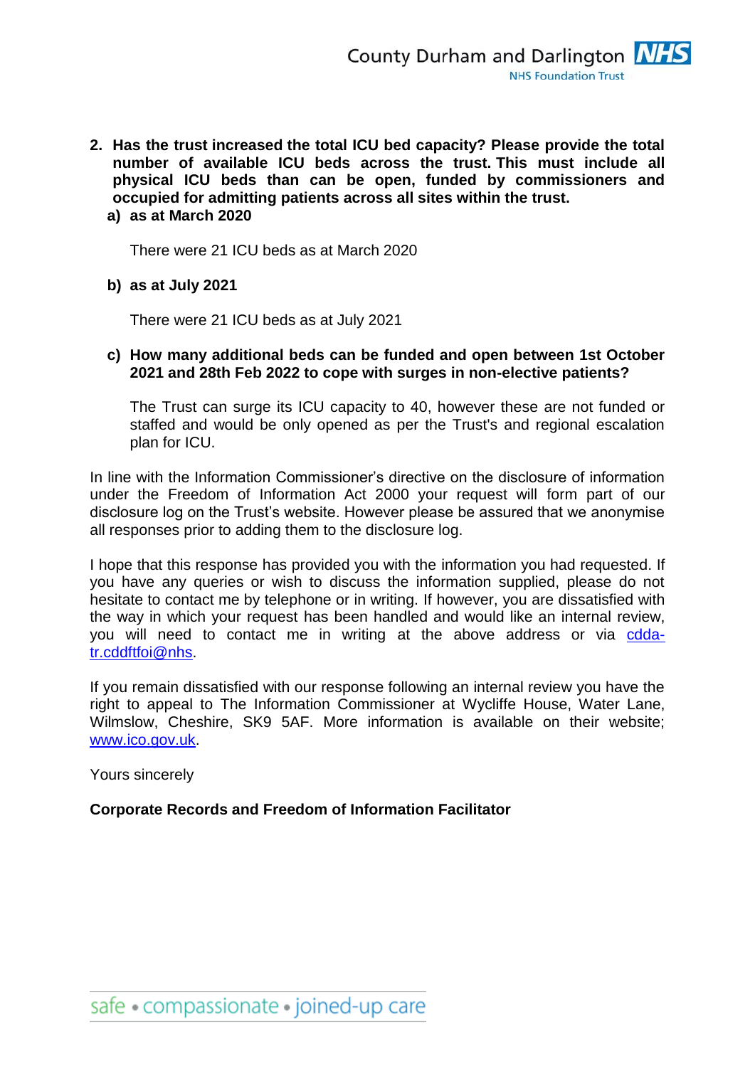2. **Has the trust increased the total ICU bed capacity? Please provide the total number of available ICU beds across the trust. This must include all physical ICU beds than can be open, funded by commissioners and occupied for admitting patients across all sites within the trust.**

   a) **as at March 2020**

      There were 21 ICU beds as at March 2020

   b) **as at July 2021**

      There were 21 ICU beds as at July 2021

   c) **How many additional beds can be funded and open between 1st October 2021 and 28th Feb 2022 to cope with surges in non-elective patients?**

      The Trust can surge its ICU capacity to 40, however these are not funded or staffed and would be only opened as per the Trust's and regional escalation plan for ICU.

In line with the Information Commissioner's directive on the disclosure of information under the Freedom of Information Act 2000 your request will form part of our disclosure log on the Trust's website. However please be assured that we anonymise all responses prior to adding them to the disclosure log.

I hope that this response has provided you with the information you had requested. If you have any queries or wish to discuss the information supplied, please do not hesitate to contact me by telephone or in writing. If however, you are dissatisfied with the way in which your request has been handled and would like an internal review, you will need to contact me in writing at the above address or via cdda-tr.cddftfoi@nhs.

If you remain dissatisfied with our response following an internal review you have the right to appeal to The Information Commissioner at Wycliffe House, Water Lane, Wilmslow, Cheshire, SK9 5AF. More information is available on their website; www.ico.gov.uk.

Yours sincerely

**Corporate Records and Freedom of Information Facilitator**